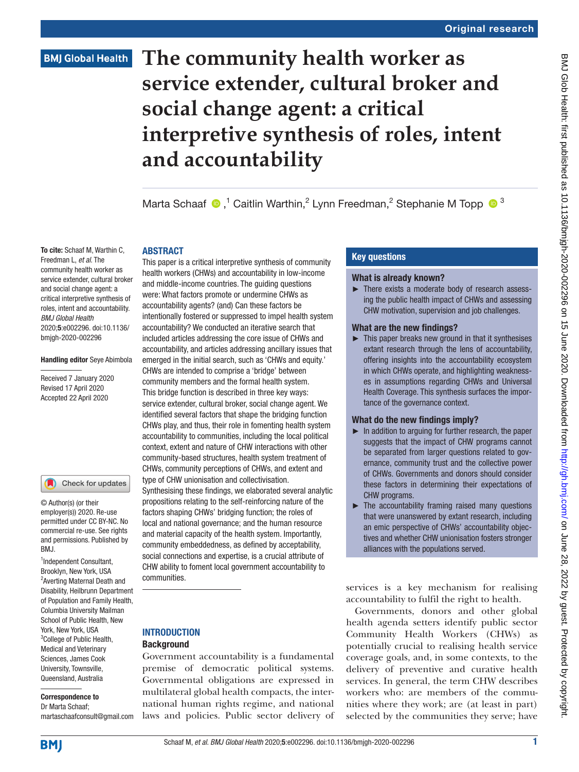Original research

# The community health worker as service extender, cultural broker and social change agent: a critical interpretive synthesis of roles, intent and accountability

Marta Schaaf [1], Caitlin Warthin [2], Lynn Freedman [2], Stephanie M Topp [3]

**To cite:** Schaaf M, Warthin C, Freedman L, *et al*. The community health worker as service extender, cultural broker and social change agent: a critical interpretive synthesis of roles, intent and accountability. *BMJ Global Health* 2020;**5**:e002296. doi:10.1136/bmjgh-2020-002296

**Handling editor** Seye Abimbola

Received 7 January 2020
Revised 17 April 2020
Accepted 22 April 2020

© Author(s) (or their employer(s)) 2020. Re-use permitted under CC BY-NC. No commercial re-use. See rights and permissions. Published by BMJ.

[1]Independent Consultant, Brooklyn, New York, USA
[2]Averting Maternal Death and Disability, Heilbrunn Department of Population and Family Health, Columbia University Mailman School of Public Health, New York, New York, USA
[3]College of Public Health, Medical and Veterinary Sciences, James Cook University, Townsville, Queensland, Australia

**Correspondence to**
Dr Marta Schaaf;
martaschaafconsult@gmail.com

## ABSTRACT

This paper is a critical interpretive synthesis of community health workers (CHWs) and accountability in low-income and middle-income countries. The guiding questions were: What factors promote or undermine CHWs as accountability agents? (and) Can these factors be intentionally fostered or suppressed to impel health system accountability? We conducted an iterative search that included articles addressing the core issue of CHWs and accountability, and articles addressing ancillary issues that emerged in the initial search, such as 'CHWs and equity.' CHWs are intended to comprise a 'bridge' between community members and the formal health system. This bridge function is described in three key ways: service extender, cultural broker, social change agent. We identified several factors that shape the bridging function CHWs play, and thus, their role in fomenting health system accountability to communities, including the local political context, extent and nature of CHW interactions with other community-based structures, health system treatment of CHWs, community perceptions of CHWs, and extent and type of CHW unionisation and collectivisation. Synthesising these findings, we elaborated several analytic propositions relating to the self-reinforcing nature of the factors shaping CHWs' bridging function; the roles of local and national governance; and the human resource and material capacity of the health system. Importantly, community embeddedness, as defined by acceptability, social connections and expertise, is a crucial attribute of CHW ability to foment local government accountability to communities.

### Key questions

**What is already known?**

- There exists a moderate body of research assessing the public health impact of CHWs and assessing CHW motivation, supervision and job challenges.

**What are the new findings?**

- This paper breaks new ground in that it synthesises extant research through the lens of accountability, offering insights into the accountability ecosystem in which CHWs operate, and highlighting weaknesses in assumptions regarding CHWs and Universal Health Coverage. This synthesis surfaces the importance of the governance context.

**What do the new findings imply?**

- In addition to arguing for further research, the paper suggests that the impact of CHW programs cannot be separated from larger questions related to governance, community trust and the collective power of CHWs. Governments and donors should consider these factors in determining their expectations of CHW programs.
- The accountability framing raised many questions that were unanswered by extant research, including an emic perspective of CHWs' accountability objectives and whether CHW unionisation fosters stronger alliances with the populations served.

## INTRODUCTION

### Background

Government accountability is a fundamental premise of democratic political systems. Governmental obligations are expressed in multilateral global health compacts, the international human rights regime, and national laws and policies. Public sector delivery of services is a key mechanism for realising accountability to fulfil the right to health.

Governments, donors and other global health agenda setters identify public sector Community Health Workers (CHWs) as potentially crucial to realising health service coverage goals, and, in some contexts, to the delivery of preventive and curative health services. In general, the term CHW describes workers who: are members of the communities where they work; are (at least in part) selected by the communities they serve; have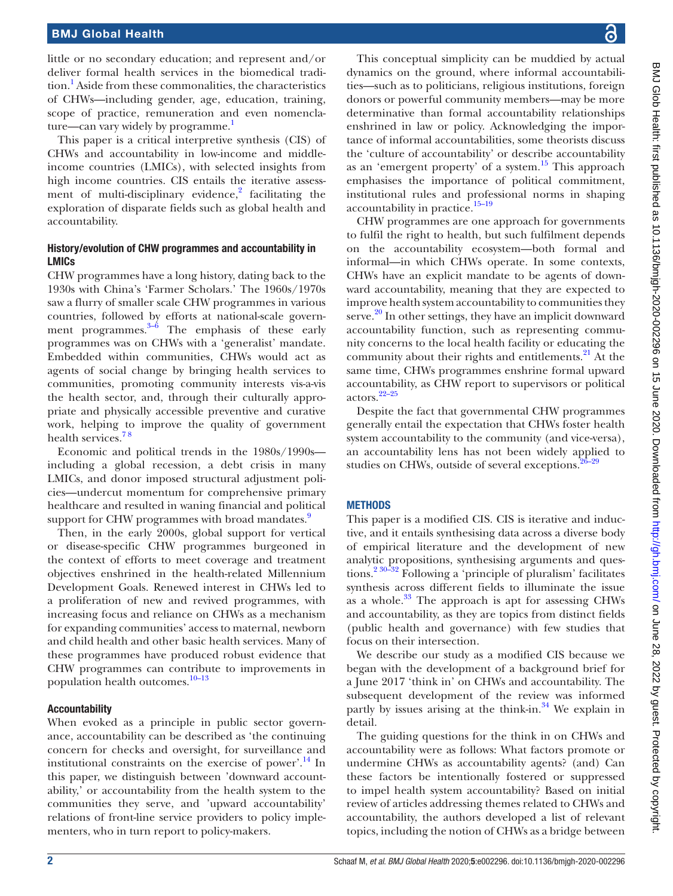little or no secondary education; and represent and/or deliver formal health services in the biomedical tradition.[1] Aside from these commonalities, the characteristics of CHWs—including gender, age, education, training, scope of practice, remuneration and even nomenclature—can vary widely by programme.[1]

This paper is a critical interpretive synthesis (CIS) of CHWs and accountability in low-income and middle-income countries (LMICs), with selected insights from high income countries. CIS entails the iterative assessment of multi-disciplinary evidence,[2] facilitating the exploration of disparate fields such as global health and accountability.

### History/evolution of CHW programmes and accountability in LMICs

CHW programmes have a long history, dating back to the 1930s with China's 'Farmer Scholars.' The 1960s/1970s saw a flurry of smaller scale CHW programmes in various countries, followed by efforts at national-scale government programmes.[3–6] The emphasis of these early programmes was on CHWs with a 'generalist' mandate. Embedded within communities, CHWs would act as agents of social change by bringing health services to communities, promoting community interests vis-a-vis the health sector, and, through their culturally appropriate and physically accessible preventive and curative work, helping to improve the quality of government health services.[7 8]

Economic and political trends in the 1980s/1990s—including a global recession, a debt crisis in many LMICs, and donor imposed structural adjustment policies—undercut momentum for comprehensive primary healthcare and resulted in waning financial and political support for CHW programmes with broad mandates.[9]

Then, in the early 2000s, global support for vertical or disease-specific CHW programmes burgeoned in the context of efforts to meet coverage and treatment objectives enshrined in the health-related Millennium Development Goals. Renewed interest in CHWs led to a proliferation of new and revived programmes, with increasing focus and reliance on CHWs as a mechanism for expanding communities' access to maternal, newborn and child health and other basic health services. Many of these programmes have produced robust evidence that CHW programmes can contribute to improvements in population health outcomes.[10–13]

### Accountability

When evoked as a principle in public sector governance, accountability can be described as 'the continuing concern for checks and oversight, for surveillance and institutional constraints on the exercise of power'.[14] In this paper, we distinguish between 'downward accountability,' or accountability from the health system to the communities they serve, and 'upward accountability' relations of front-line service providers to policy implementers, who in turn report to policy-makers.

This conceptual simplicity can be muddied by actual dynamics on the ground, where informal accountabilities—such as to politicians, religious institutions, foreign donors or powerful community members—may be more determinative than formal accountability relationships enshrined in law or policy. Acknowledging the importance of informal accountabilities, some theorists discuss the 'culture of accountability' or describe accountability as an 'emergent property' of a system.[15] This approach emphasises the importance of political commitment, institutional rules and professional norms in shaping accountability in practice.[15–19]

CHW programmes are one approach for governments to fulfil the right to health, but such fulfilment depends on the accountability ecosystem—both formal and informal—in which CHWs operate. In some contexts, CHWs have an explicit mandate to be agents of downward accountability, meaning that they are expected to improve health system accountability to communities they serve.[20] In other settings, they have an implicit downward accountability function, such as representing community concerns to the local health facility or educating the community about their rights and entitlements.[21] At the same time, CHWs programmes enshrine formal upward accountability, as CHW report to supervisors or political actors.[22–25]

Despite the fact that governmental CHW programmes generally entail the expectation that CHWs foster health system accountability to the community (and vice-versa), an accountability lens has not been widely applied to studies on CHWs, outside of several exceptions.[26–29]

## METHODS

This paper is a modified CIS. CIS is iterative and inductive, and it entails synthesising data across a diverse body of empirical literature and the development of new analytic propositions, synthesising arguments and questions.[2 30–32] Following a 'principle of pluralism' facilitates synthesis across different fields to illuminate the issue as a whole.[33] The approach is apt for assessing CHWs and accountability, as they are topics from distinct fields (public health and governance) with few studies that focus on their intersection.

We describe our study as a modified CIS because we began with the development of a background brief for a June 2017 'think in' on CHWs and accountability. The subsequent development of the review was informed partly by issues arising at the think-in.[34] We explain in detail.

The guiding questions for the think in on CHWs and accountability were as follows: What factors promote or undermine CHWs as accountability agents? (and) Can these factors be intentionally fostered or suppressed to impel health system accountability? Based on initial review of articles addressing themes related to CHWs and accountability, the authors developed a list of relevant topics, including the notion of CHWs as a bridge between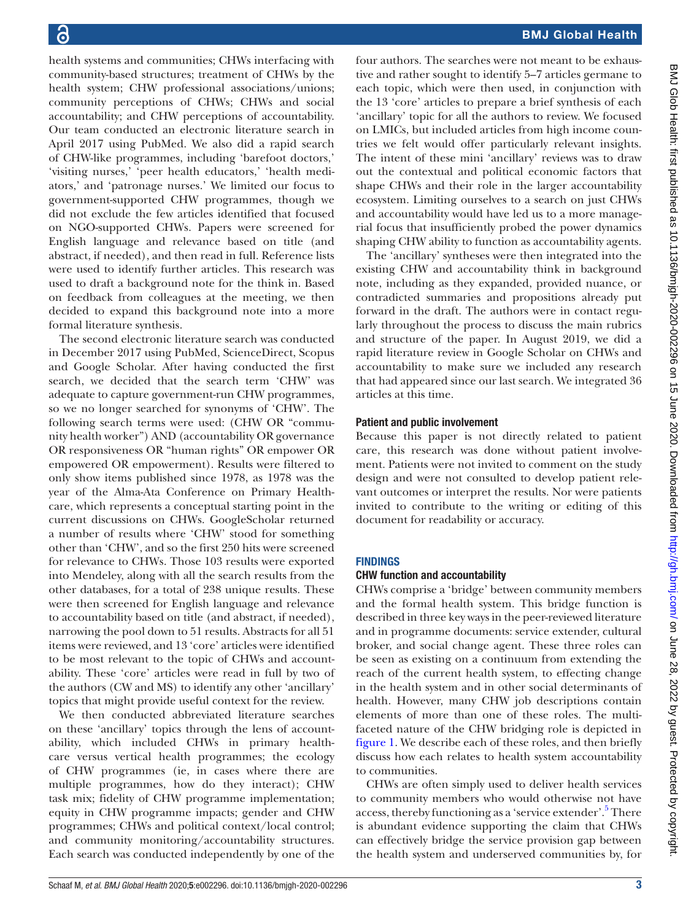health systems and communities; CHWs interfacing with community-based structures; treatment of CHWs by the health system; CHW professional associations/unions; community perceptions of CHWs; CHWs and social accountability; and CHW perceptions of accountability. Our team conducted an electronic literature search in April 2017 using PubMed. We also did a rapid search of CHW-like programmes, including 'barefoot doctors,' 'visiting nurses,' 'peer health educators,' 'health mediators,' and 'patronage nurses.' We limited our focus to government-supported CHW programmes, though we did not exclude the few articles identified that focused on NGO-supported CHWs. Papers were screened for English language and relevance based on title (and abstract, if needed), and then read in full. Reference lists were used to identify further articles. This research was used to draft a background note for the think in. Based on feedback from colleagues at the meeting, we then decided to expand this background note into a more formal literature synthesis.

The second electronic literature search was conducted in December 2017 using PubMed, ScienceDirect, Scopus and Google Scholar. After having conducted the first search, we decided that the search term 'CHW' was adequate to capture government-run CHW programmes, so we no longer searched for synonyms of 'CHW'. The following search terms were used: (CHW OR "community health worker") AND (accountability OR governance OR responsiveness OR "human rights" OR empower OR empowered OR empowerment). Results were filtered to only show items published since 1978, as 1978 was the year of the Alma-Ata Conference on Primary Healthcare, which represents a conceptual starting point in the current discussions on CHWs. GoogleScholar returned a number of results where 'CHW' stood for something other than 'CHW', and so the first 250 hits were screened for relevance to CHWs. Those 103 results were exported into Mendeley, along with all the search results from the other databases, for a total of 238 unique results. These were then screened for English language and relevance to accountability based on title (and abstract, if needed), narrowing the pool down to 51 results. Abstracts for all 51 items were reviewed, and 13 'core' articles were identified to be most relevant to the topic of CHWs and accountability. These 'core' articles were read in full by two of the authors (CW and MS) to identify any other 'ancillary' topics that might provide useful context for the review.

We then conducted abbreviated literature searches on these 'ancillary' topics through the lens of accountability, which included CHWs in primary healthcare versus vertical health programmes; the ecology of CHW programmes (ie, in cases where there are multiple programmes, how do they interact); CHW task mix; fidelity of CHW programme implementation; equity in CHW programme impacts; gender and CHW programmes; CHWs and political context/local control; and community monitoring/accountability structures. Each search was conducted independently by one of the four authors. The searches were not meant to be exhaustive and rather sought to identify 5–7 articles germane to each topic, which were then used, in conjunction with the 13 'core' articles to prepare a brief synthesis of each 'ancillary' topic for all the authors to review. We focused on LMICs, but included articles from high income countries we felt would offer particularly relevant insights. The intent of these mini 'ancillary' reviews was to draw out the contextual and political economic factors that shape CHWs and their role in the larger accountability ecosystem. Limiting ourselves to a search on just CHWs and accountability would have led us to a more managerial focus that insufficiently probed the power dynamics shaping CHW ability to function as accountability agents.

The 'ancillary' syntheses were then integrated into the existing CHW and accountability think in background note, including as they expanded, provided nuance, or contradicted summaries and propositions already put forward in the draft. The authors were in contact regularly throughout the process to discuss the main rubrics and structure of the paper. In August 2019, we did a rapid literature review in Google Scholar on CHWs and accountability to make sure we included any research that had appeared since our last search. We integrated 36 articles at this time.

### Patient and public involvement

Because this paper is not directly related to patient care, this research was done without patient involvement. Patients were not invited to comment on the study design and were not consulted to develop patient relevant outcomes or interpret the results. Nor were patients invited to contribute to the writing or editing of this document for readability or accuracy.

## FINDINGS

### CHW function and accountability

CHWs comprise a 'bridge' between community members and the formal health system. This bridge function is described in three key ways in the peer-reviewed literature and in programme documents: service extender, cultural broker, and social change agent. These three roles can be seen as existing on a continuum from extending the reach of the current health system, to effecting change in the health system and in other social determinants of health. However, many CHW job descriptions contain elements of more than one of these roles. The multifaceted nature of the CHW bridging role is depicted in figure 1. We describe each of these roles, and then briefly discuss how each relates to health system accountability to communities.

CHWs are often simply used to deliver health services to community members who would otherwise not have access, thereby functioning as a 'service extender'.[5] There is abundant evidence supporting the claim that CHWs can effectively bridge the service provision gap between the health system and underserved communities by, for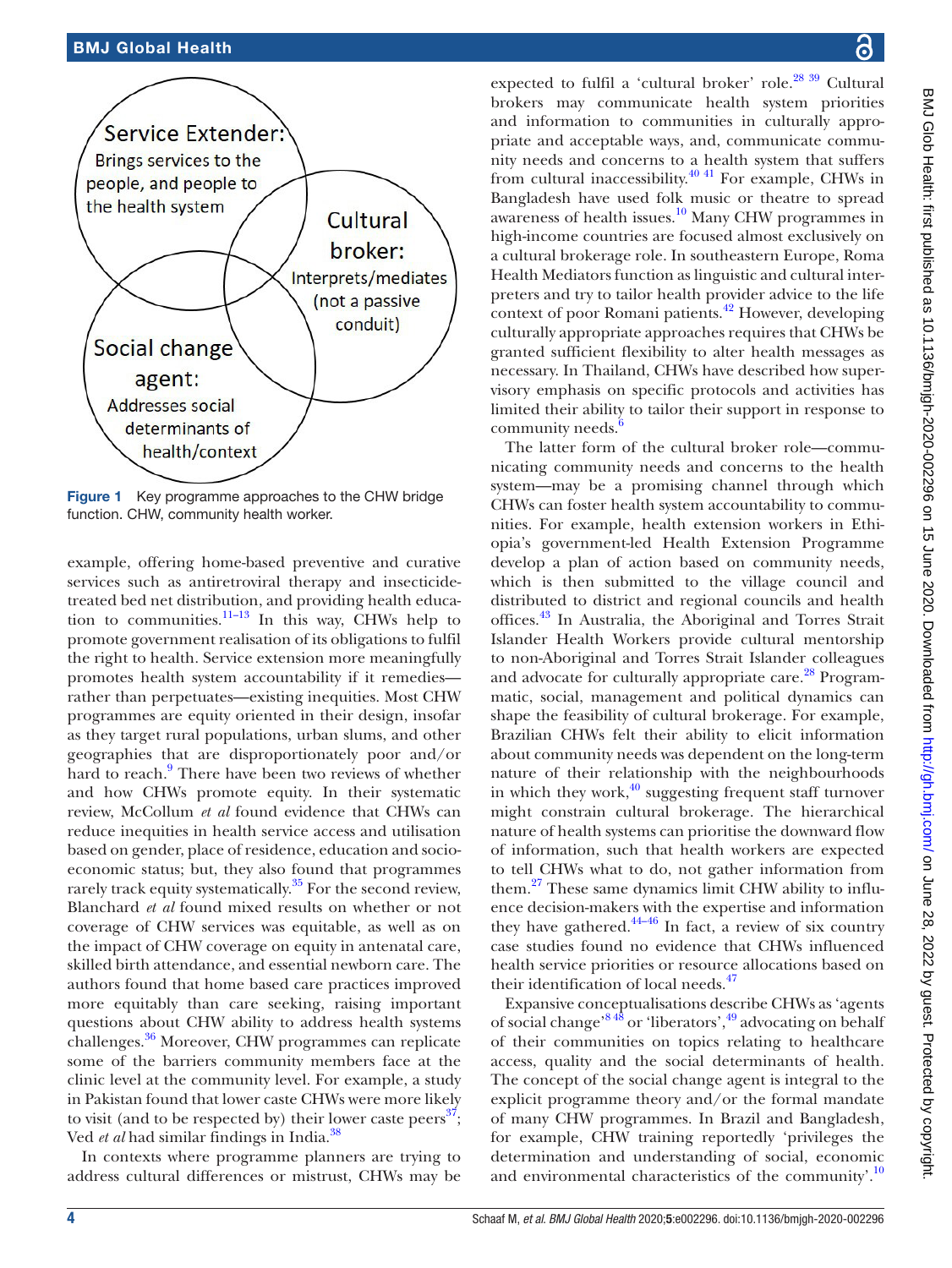Service Extender: Brings services to the people, and people to the health system

Cultural broker: Interprets/mediates (not a passive conduit)

Social change agent: Addresses social determinants of health/context

Figure 1 Key programme approaches to the CHW bridge function. CHW, community health worker.

example, offering home-based preventive and curative services such as antiretroviral therapy and insecticide-treated bed net distribution, and providing health education to communities.[11–13] In this way, CHWs help to promote government realisation of its obligations to fulfil the right to health. Service extension more meaningfully promotes health system accountability if it remedies—rather than perpetuates—existing inequities. Most CHW programmes are equity oriented in their design, insofar as they target rural populations, urban slums, and other geographies that are disproportionately poor and/or hard to reach.[9] There have been two reviews of whether and how CHWs promote equity. In their systematic review, McCollum *et al* found evidence that CHWs can reduce inequities in health service access and utilisation based on gender, place of residence, education and socioeconomic status; but, they also found that programmes rarely track equity systematically.[35] For the second review, Blanchard *et al* found mixed results on whether or not coverage of CHW services was equitable, as well as on the impact of CHW coverage on equity in antenatal care, skilled birth attendance, and essential newborn care. The authors found that home based care practices improved more equitably than care seeking, raising important questions about CHW ability to address health systems challenges.[36] Moreover, CHW programmes can replicate some of the barriers community members face at the clinic level at the community level. For example, a study in Pakistan found that lower caste CHWs were more likely to visit (and to be respected by) their lower caste peers[37]; Ved *et al* had similar findings in India.[38]

In contexts where programme planners are trying to address cultural differences or mistrust, CHWs may be expected to fulfil a 'cultural broker' role.[28 39] Cultural brokers may communicate health system priorities and information to communities in culturally appropriate and acceptable ways, and communicate community needs and concerns to a health system that suffers from cultural inaccessibility.[40 41] For example, CHWs in Bangladesh have used folk music or theatre to spread awareness of health issues.[10] Many CHW programmes in high-income countries are focused almost exclusively on a cultural brokerage role. In southeastern Europe, Roma Health Mediators function as linguistic and cultural interpreters and try to tailor health provider advice to the life context of poor Romani patients.[42] However, developing culturally appropriate approaches requires that CHWs be granted sufficient flexibility to alter health messages as necessary. In Thailand, CHWs have described how supervisory emphasis on specific protocols and activities has limited their ability to tailor their support in response to community needs.[6]

The latter form of the cultural broker role—communicating community needs and concerns to the health system—may be a promising channel through which CHWs can foster health system accountability to communities. For example, health extension workers in Ethiopia's government-led Health Extension Programme develop a plan of action based on community needs, which is then submitted to the village council and distributed to district and regional councils and health offices.[43] In Australia, the Aboriginal and Torres Strait Islander Health Workers provide cultural mentorship to non-Aboriginal and Torres Strait Islander colleagues and advocate for culturally appropriate care.[28] Programmatic, social, management and political dynamics can shape the feasibility of cultural brokerage. For example, Brazilian CHWs felt their ability to elicit information about community needs was dependent on the long-term nature of their relationship with the neighbourhoods in which they work,[40] suggesting frequent staff turnover might constrain cultural brokerage. The hierarchical nature of health systems can prioritise the downward flow of information, such that health workers are expected to tell CHWs what to do, not gather information from them.[27] These same dynamics limit CHW ability to influence decision-makers with the expertise and information they have gathered.[44–46] In fact, a review of six country case studies found no evidence that CHWs influenced health service priorities or resource allocations based on their identification of local needs.[47]

Expansive conceptualisations describe CHWs as 'agents of social change'[8 48] or 'liberators',[49] advocating on behalf of their communities on topics relating to healthcare access, quality and the social determinants of health. The concept of the social change agent is integral to the explicit programme theory and/or the formal mandate of many CHW programmes. In Brazil and Bangladesh, for example, CHW training reportedly 'privileges the determination and understanding of social, economic and environmental characteristics of the community'.[10]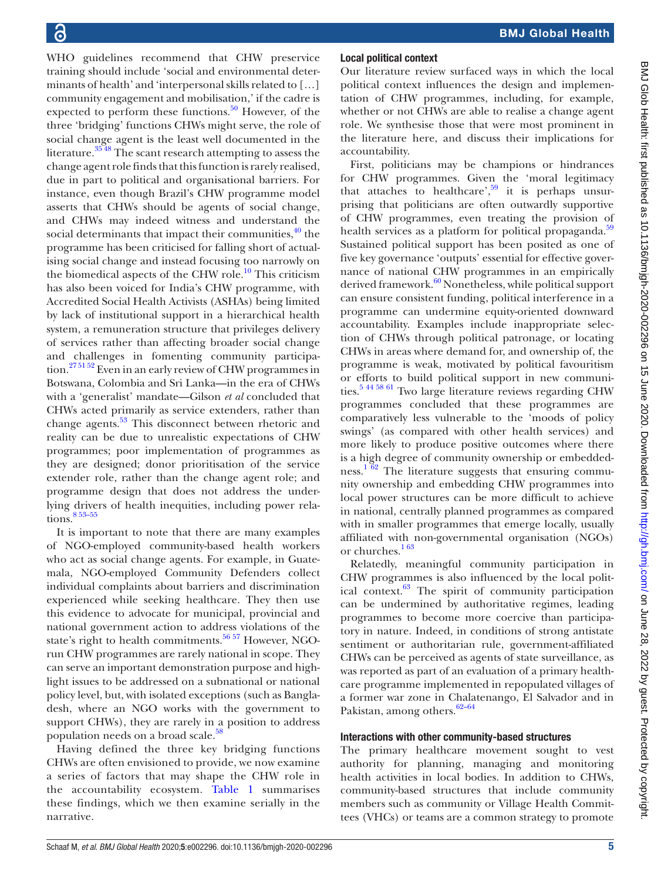WHO guidelines recommend that CHW preservice training should include 'social and environmental determinants of health' and 'interpersonal skills related to […] community engagement and mobilisation,' if the cadre is expected to perform these functions.[50] However, of the three 'bridging' functions CHWs might serve, the role of social change agent is the least well documented in the literature.[35 48] The scant research attempting to assess the change agent role finds that this function is rarely realised, due in part to political and organisational barriers. For instance, even though Brazil's CHW programme model asserts that CHWs should be agents of social change, and CHWs may indeed witness and understand the social determinants that impact their communities,[40] the programme has been criticised for falling short of actualising social change and instead focusing too narrowly on the biomedical aspects of the CHW role.[10] This criticism has also been voiced for India's CHW programme, with Accredited Social Health Activists (ASHAs) being limited by lack of institutional support in a hierarchical health system, a remuneration structure that privileges delivery of services rather than affecting broader social change and challenges in fomenting community participation.[27 51 52] Even in an early review of CHW programmes in Botswana, Colombia and Sri Lanka—in the era of CHWs with a 'generalist' mandate—Gilson *et al* concluded that CHWs acted primarily as service extenders, rather than change agents.[53] This disconnect between rhetoric and reality can be due to unrealistic expectations of CHW programmes; poor implementation of programmes as they are designed; donor prioritisation of the service extender role, rather than the change agent role; and programme design that does not address the underlying drivers of health inequities, including power relations.[8 53–55]

It is important to note that there are many examples of NGO-employed community-based health workers who act as social change agents. For example, in Guatemala, NGO-employed Community Defenders collect individual complaints about barriers and discrimination experienced while seeking healthcare. They then use this evidence to advocate for municipal, provincial and national government action to address violations of the state's right to health commitments.[56 57] However, NGO-run CHW programmes are rarely national in scope. They can serve an important demonstration purpose and highlight issues to be addressed on a subnational or national policy level, but, with isolated exceptions (such as Bangladesh, where an NGO works with the government to support CHWs), they are rarely in a position to address population needs on a broad scale.[58]

Having defined the three key bridging functions CHWs are often envisioned to provide, we now examine a series of factors that may shape the CHW role in the accountability ecosystem. Table 1 summarises these findings, which we then examine serially in the narrative.

### Local political context

Our literature review surfaced ways in which the local political context influences the design and implementation of CHW programmes, including, for example, whether or not CHWs are able to realise a change agent role. We synthesise those that were most prominent in the literature here, and discuss their implications for accountability.

First, politicians may be champions or hindrances for CHW programmes. Given the 'moral legitimacy that attaches to healthcare',[59] it is perhaps unsurprising that politicians are often outwardly supportive of CHW programmes, even treating the provision of health services as a platform for political propaganda.[59] Sustained political support has been posited as one of five key governance 'outputs' essential for effective governance of national CHW programmes in an empirically derived framework.[60] Nonetheless, while political support can ensure consistent funding, political interference in a programme can undermine equity-oriented downward accountability. Examples include inappropriate selection of CHWs through political patronage, or locating CHWs in areas where demand for, and ownership of, the programme is weak, motivated by political favouritism or efforts to build political support in new communities.[5 44 58 61] Two large literature reviews regarding CHW programmes concluded that these programmes are comparatively less vulnerable to the 'moods of policy swings' (as compared with other health services) and more likely to produce positive outcomes where there is a high degree of community ownership or embeddedness.[1 62] The literature suggests that ensuring community ownership and embedding CHW programmes into local power structures can be more difficult to achieve in national, centrally planned programmes as compared with in smaller programmes that emerge locally, usually affiliated with non-governmental organisation (NGOs) or churches.[1 63]

Relatedly, meaningful community participation in CHW programmes is also influenced by the local political context.[63] The spirit of community participation can be undermined by authoritative regimes, leading programmes to become more coercive than participatory in nature. Indeed, in conditions of strong antistate sentiment or authoritarian rule, government-affiliated CHWs can be perceived as agents of state surveillance, as was reported as part of an evaluation of a primary healthcare programme implemented in repopulated villages of a former war zone in Chalatenango, El Salvador and in Pakistan, among others.[62–64]

### Interactions with other community-based structures

The primary healthcare movement sought to vest authority for planning, managing and monitoring health activities in local bodies. In addition to CHWs, community-based structures that include community members such as community or Village Health Committees (VHCs) or teams are a common strategy to promote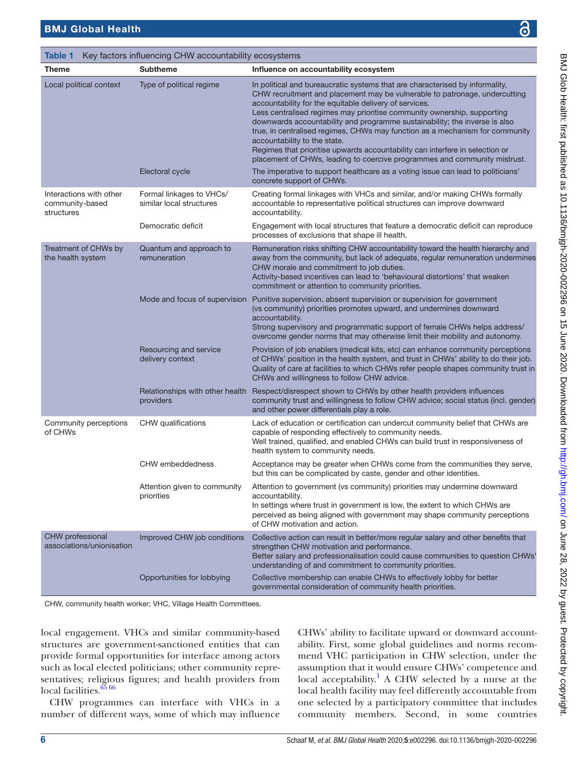Table 1 Key factors influencing CHW accountability ecosystems

| Theme | Subtheme | Influence on accountability ecosystem |
|---|---|---|
| Local political context | Type of political regime | In political and bureaucratic systems that are characterised by informality, CHW recruitment and placement may be vulnerable to patronage, undercutting accountability for the equitable delivery of services. Less centralised regimes may prioritise community ownership, supporting downwards accountability and programme sustainability; the inverse is also true, in centralised regimes, CHWs may function as a mechanism for community accountability to the state. Regimes that prioritise upwards accountability can interfere in selection or placement of CHWs, leading to coercive programmes and community mistrust. |
| | Electoral cycle | The imperative to support healthcare as a voting issue can lead to politicians' concrete support of CHWs. |
| Interactions with other community-based structures | Formal linkages to VHCs/ similar local structures | Creating formal linkages with VHCs and similar, and/or making CHWs formally accountable to representative political structures can improve downward accountability. |
| | Democratic deficit | Engagement with local structures that feature a democratic deficit can reproduce processes of exclusions that shape ill health. |
| Treatment of CHWs by the health system | Quantum and approach to remuneration | Remuneration risks shifting CHW accountability toward the health hierarchy and away from the community, but lack of adequate, regular remuneration undermines CHW morale and commitment to job duties. Activity-based incentives can lead to 'behavioural distortions' that weaken commitment or attention to community priorities. |
| | Mode and focus of supervision | Punitive supervision, absent supervision or supervision for government (vs community) priorities promotes upward, and undermines downward accountability. Strong supervisory and programmatic support of female CHWs helps address/ overcome gender norms that may otherwise limit their mobility and autonomy. |
| | Resourcing and service delivery context | Provision of job enablers (medical kits, etc) can enhance community perceptions of CHWs' position in the health system, and trust in CHWs' ability to do their job. Quality of care at facilities to which CHWs refer people shapes community trust in CHWs and willingness to follow CHW advice. |
| | Relationships with other health providers | Respect/disrespect shown to CHWs by other health providers influences community trust and willingness to follow CHW advice; social status (incl. gender) and other power differentials play a role. |
| Community perceptions of CHWs | CHW qualifications | Lack of education or certification can undercut community belief that CHWs are capable of responding effectively to community needs. Well trained, qualified, and enabled CHWs can build trust in responsiveness of health system to community needs. |
| | CHW embeddedness | Acceptance may be greater when CHWs come from the communities they serve, but this can be complicated by caste, gender and other identities. |
| | Attention given to community priorities | Attention to government (vs community) priorities may undermine downward accountability. In settings where trust in government is low, the extent to which CHWs are perceived as being aligned with government may shape community perceptions of CHW motivation and action. |
| CHW professional associations/unionisation | Improved CHW job conditions | Collective action can result in better/more regular salary and other benefits that strengthen CHW motivation and performance. Better salary and professionalisation could cause communities to question CHWs' understanding of and commitment to community priorities. |
| | Opportunities for lobbying | Collective membership can enable CHWs to effectively lobby for better governmental consideration of community health priorities. |

CHW, community health worker; VHC, Village Health Committees.

local engagement. VHCs and similar community-based structures are government-sanctioned entities that can provide formal opportunities for interface among actors such as local elected politicians; other community representatives; religious figures; and health providers from local facilities.[65 66]

CHW programmes can interface with VHCs in a number of different ways, some of which may influence CHWs' ability to facilitate upward or downward accountability. First, some global guidelines and norms recommend VHC participation in CHW selection, under the assumption that it would ensure CHWs' competence and local acceptability.[1] A CHW selected by a nurse at the local health facility may feel differently accountable from one selected by a participatory committee that includes community members. Second, in some countries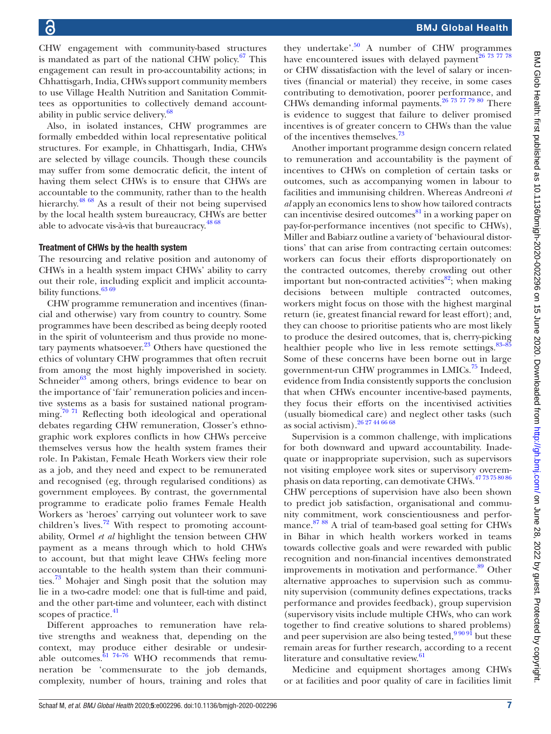CHW engagement with community-based structures is mandated as part of the national CHW policy.[67] This engagement can result in pro-accountability actions; in Chhattisgarh, India, CHWs support community members to use Village Health Nutrition and Sanitation Committees as opportunities to collectively demand accountability in public service delivery.[68]

Also, in isolated instances, CHW programmes are formally embedded within local representative political structures. For example, in Chhattisgarh, India, CHWs are selected by village councils. Though these councils may suffer from some democratic deficit, the intent of having them select CHWs is to ensure that CHWs are accountable to the community, rather than to the health hierarchy.[48 68] As a result of their not being supervised by the local health system bureaucracy, CHWs are better able to advocate vis-à-vis that bureaucracy.[48 68]

### Treatment of CHWs by the health system

The resourcing and relative position and autonomy of CHWs in a health system impact CHWs' ability to carry out their role, including explicit and implicit accountability functions.[63 69]

CHW programme remuneration and incentives (financial and otherwise) vary from country to country. Some programmes have been described as being deeply rooted in the spirit of volunteerism and thus provide no monetary payments whatsoever.[23] Others have questioned the ethics of voluntary CHW programmes that often recruit from among the most highly impoverished in society. Schneider[63] among others, brings evidence to bear on the importance of 'fair' remuneration policies and incentive systems as a basis for sustained national programming.[70 71] Reflecting both ideological and operational debates regarding CHW remuneration, Closser's ethnographic work explores conflicts in how CHWs perceive themselves versus how the health system frames their role. In Pakistan, Female Heath Workers view their role as a job, and they need and expect to be remunerated and recognised (eg, through regularised conditions) as government employees. By contrast, the governmental programme to eradicate polio frames Female Health Workers as 'heroes' carrying out volunteer work to save children's lives.[72] With respect to promoting accountability, Ormel *et al* highlight the tension between CHW payment as a means through which to hold CHWs to account, but that might leave CHWs feeling more accountable to the health system than their communities.[73] Mohajer and Singh posit that the solution may lie in a two-cadre model: one that is full-time and paid, and the other part-time and volunteer, each with distinct scopes of practice.[41]

Different approaches to remuneration have relative strengths and weakness that, depending on the context, may produce either desirable or undesirable outcomes.[61 74–76] WHO recommends that remuneration be 'commensurate to the job demands, complexity, number of hours, training and roles that they undertake'.[50] A number of CHW programmes have encountered issues with delayed payment[26 73 77 78] or CHW dissatisfaction with the level of salary or incentives (financial or material) they receive, in some cases contributing to demotivation, poorer performance, and CHWs demanding informal payments.[26 73 77 79 80] There is evidence to suggest that failure to deliver promised incentives is of greater concern to CHWs than the value of the incentives themselves.[73]

Another important programme design concern related to remuneration and accountability is the payment of incentives to CHWs on completion of certain tasks or outcomes, such as accompanying women in labour to facilities and immunising children. Whereas Andreoni *et al* apply an economics lens to show how tailored contracts can incentivise desired outcomes[81] in a working paper on pay-for-performance incentives (not specific to CHWs), Miller and Babiarz outline a variety of 'behavioural distortions' that can arise from contracting certain outcomes: workers can focus their efforts disproportionately on the contracted outcomes, thereby crowding out other important but non-contracted activities[82]; when making decisions between multiple contracted outcomes, workers might focus on those with the highest marginal return (ie, greatest financial reward for least effort); and, they can choose to prioritise patients who are most likely to produce the desired outcomes, that is, cherry-picking healthier people who live in less remote settings.[83–85] Some of these concerns have been borne out in large government-run CHW programmes in LMICs.[75] Indeed, evidence from India consistently supports the conclusion that when CHWs encounter incentive-based payments, they focus their efforts on the incentivised activities (usually biomedical care) and neglect other tasks (such as social activism).[26 27 44 66 68]

Supervision is a common challenge, with implications for both downward and upward accountability. Inadequate or inappropriate supervision, such as supervisors not visiting employee work sites or supervisory overemphasis on data reporting, can demotivate CHWs.[47 73 75 80 86] CHW perceptions of supervision have also been shown to predict job satisfaction, organisational and community commitment, work conscientiousness and performance.[87 88] A trial of team-based goal setting for CHWs in Bihar in which health workers worked in teams towards collective goals and were rewarded with public recognition and non-financial incentives demonstrated improvements in motivation and performance.[89] Other alternative approaches to supervision such as community supervision (community defines expectations, tracks performance and provides feedback), group supervision (supervisory visits include multiple CHWs, who can work together to find creative solutions to shared problems) and peer supervision are also being tested,[9 90 91] but these remain areas for further research, according to a recent literature and consultative review.[61]

Medicine and equipment shortages among CHWs or at facilities and poor quality of care in facilities limit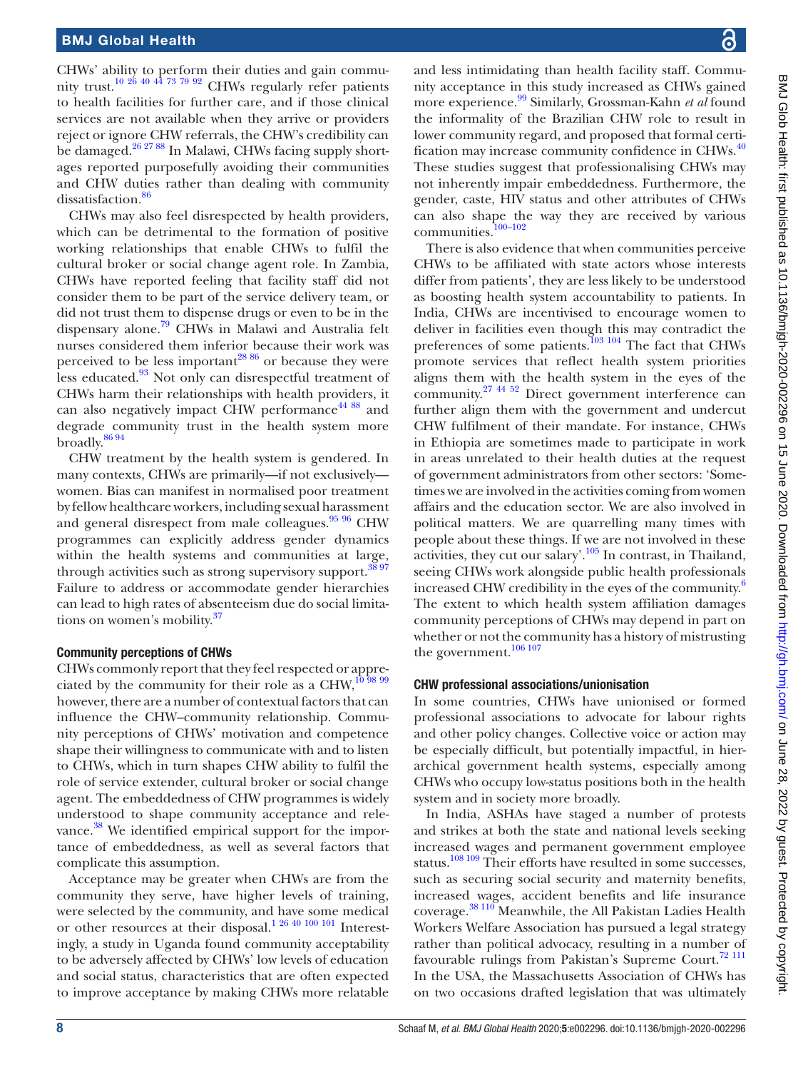CHWs' ability to perform their duties and gain community trust.[10,26,40,44,73,79,92] CHWs regularly refer patients to health facilities for further care, and if those clinical services are not available when they arrive or providers reject or ignore CHW referrals, the CHW's credibility can be damaged.[26,27,88] In Malawi, CHWs facing supply shortages reported purposefully avoiding their communities and CHW duties rather than dealing with community dissatisfaction.[86]

CHWs may also feel disrespected by health providers, which can be detrimental to the formation of positive working relationships that enable CHWs to fulfil the cultural broker or social change agent role. In Zambia, CHWs have reported feeling that facility staff did not consider them to be part of the service delivery team, or did not trust them to dispense drugs or even to be in the dispensary alone.[79] CHWs in Malawi and Australia felt nurses considered them inferior because their work was perceived to be less important[28,86] or because they were less educated.[93] Not only can disrespectful treatment of CHWs harm their relationships with health providers, it can also negatively impact CHW performance[44,88] and degrade community trust in the health system more broadly.[86,94]

CHW treatment by the health system is gendered. In many contexts, CHWs are primarily—if not exclusively—women. Bias can manifest in normalised poor treatment by fellow healthcare workers, including sexual harassment and general disrespect from male colleagues.[95,96] CHW programmes can explicitly address gender dynamics within the health systems and communities at large, through activities such as strong supervisory support.[38,97] Failure to address or accommodate gender hierarchies can lead to high rates of absenteeism due do social limitations on women's mobility.[37]

### Community perceptions of CHWs

CHWs commonly report that they feel respected or appreciated by the community for their role as a CHW,[10,98,99] however, there are a number of contextual factors that can influence the CHW–community relationship. Community perceptions of CHWs' motivation and competence shape their willingness to communicate with and to listen to CHWs, which in turn shapes CHW ability to fulfil the role of service extender, cultural broker or social change agent. The embeddedness of CHW programmes is widely understood to shape community acceptance and relevance.[38] We identified empirical support for the importance of embeddedness, as well as several factors that complicate this assumption.

Acceptance may be greater when CHWs are from the community they serve, have higher levels of training, were selected by the community, and have some medical or other resources at their disposal.[1,26,40,100,101] Interestingly, a study in Uganda found community acceptability to be adversely affected by CHWs' low levels of education and social status, characteristics that are often expected to improve acceptance by making CHWs more relatable and less intimidating than health facility staff. Community acceptance in this study increased as CHWs gained more experience.[99] Similarly, Grossman-Kahn *et al* found the informality of the Brazilian CHW role to result in lower community regard, and proposed that formal certification may increase community confidence in CHWs.[40] These studies suggest that professionalising CHWs may not inherently impair embeddedness. Furthermore, the gender, caste, HIV status and other attributes of CHWs can also shape the way they are received by various communities.[100–102]

There is also evidence that when communities perceive CHWs to be affiliated with state actors whose interests differ from patients', they are less likely to be understood as boosting health system accountability to patients. In India, CHWs are incentivised to encourage women to deliver in facilities even though this may contradict the preferences of some patients.[103,104] The fact that CHWs promote services that reflect health system priorities aligns them with the health system in the eyes of the community.[27,44,52] Direct government interference can further align them with the government and undercut CHW fulfilment of their mandate. For instance, CHWs in Ethiopia are sometimes made to participate in work in areas unrelated to their health duties at the request of government administrators from other sectors: 'Sometimes we are involved in the activities coming from women affairs and the education sector. We are also involved in political matters. We are quarrelling many times with people about these things. If we are not involved in these activities, they cut our salary'.[105] In contrast, in Thailand, seeing CHWs work alongside public health professionals increased CHW credibility in the eyes of the community.[6] The extent to which health system affiliation damages community perceptions of CHWs may depend in part on whether or not the community has a history of mistrusting the government.[106,107]

### CHW professional associations/unionisation

In some countries, CHWs have unionised or formed professional associations to advocate for labour rights and other policy changes. Collective voice or action may be especially difficult, but potentially impactful, in hierarchical government health systems, especially among CHWs who occupy low-status positions both in the health system and in society more broadly.

In India, ASHAs have staged a number of protests and strikes at both the state and national levels seeking increased wages and permanent government employee status.[108,109] Their efforts have resulted in some successes, such as securing social security and maternity benefits, increased wages, accident benefits and life insurance coverage.[38,110] Meanwhile, the All Pakistan Ladies Health Workers Welfare Association has pursued a legal strategy rather than political advocacy, resulting in a number of favourable rulings from Pakistan's Supreme Court.[72,111] In the USA, the Massachusetts Association of CHWs has on two occasions drafted legislation that was ultimately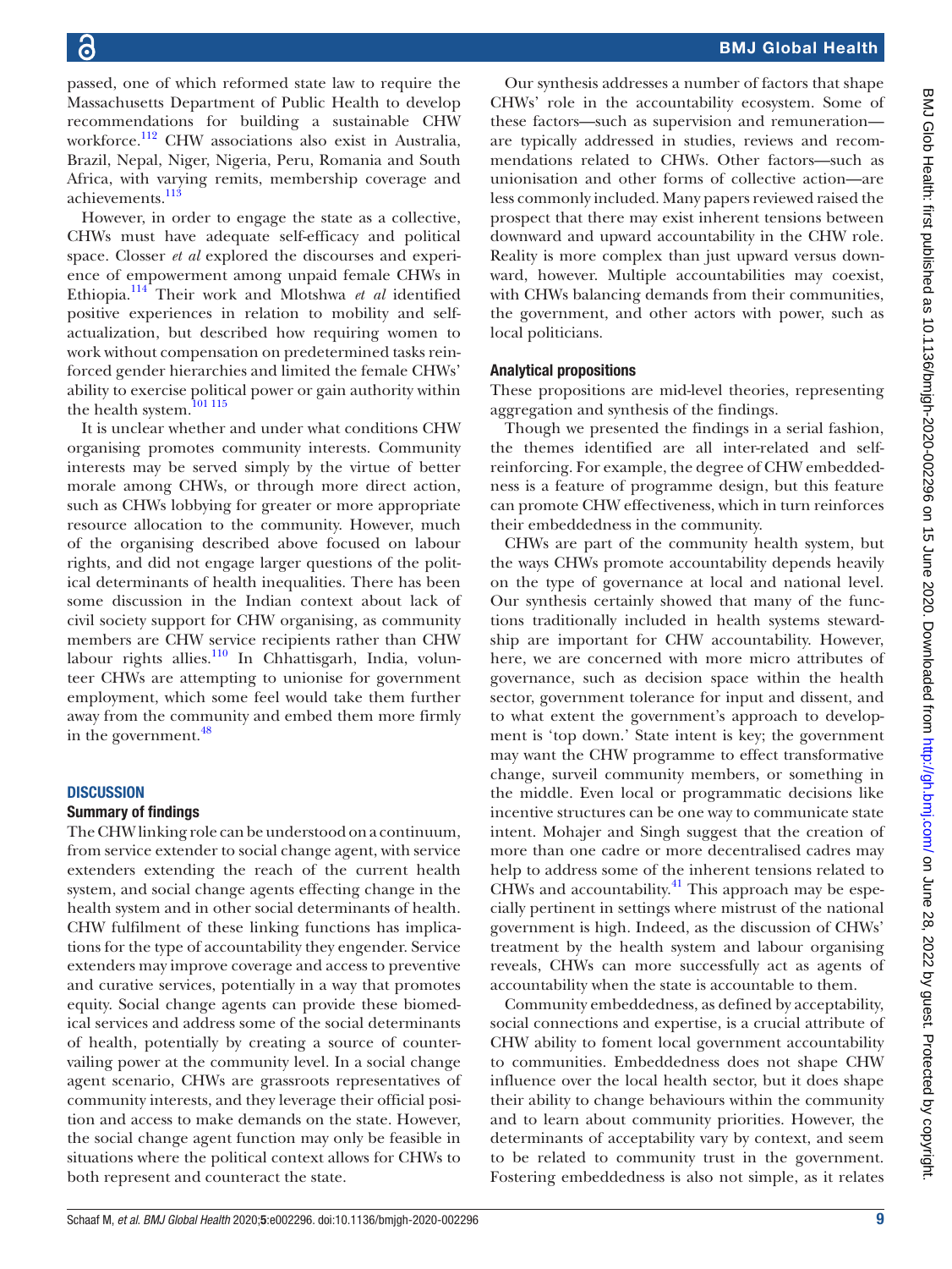passed, one of which reformed state law to require the Massachusetts Department of Public Health to develop recommendations for building a sustainable CHW workforce.[112] CHW associations also exist in Australia, Brazil, Nepal, Niger, Nigeria, Peru, Romania and South Africa, with varying remits, membership coverage and achievements.[113]

However, in order to engage the state as a collective, CHWs must have adequate self-efficacy and political space. Closser *et al* explored the discourses and experience of empowerment among unpaid female CHWs in Ethiopia.[114] Their work and Mlotshwa *et al* identified positive experiences in relation to mobility and self-actualization, but described how requiring women to work without compensation on predetermined tasks reinforced gender hierarchies and limited the female CHWs' ability to exercise political power or gain authority within the health system.[101 115]

It is unclear whether and under what conditions CHW organising promotes community interests. Community interests may be served simply by the virtue of better morale among CHWs, or through more direct action, such as CHWs lobbying for greater or more appropriate resource allocation to the community. However, much of the organising described above focused on labour rights, and did not engage larger questions of the political determinants of health inequalities. There has been some discussion in the Indian context about lack of civil society support for CHW organising, as community members are CHW service recipients rather than CHW labour rights allies.[110] In Chhattisgarh, India, volunteer CHWs are attempting to unionise for government employment, which some feel would take them further away from the community and embed them more firmly in the government.[48]

## DISCUSSION

### Summary of findings

The CHW linking role can be understood on a continuum, from service extender to social change agent, with service extenders extending the reach of the current health system, and social change agents effecting change in the health system and in other social determinants of health. CHW fulfilment of these linking functions has implications for the type of accountability they engender. Service extenders may improve coverage and access to preventive and curative services, potentially in a way that promotes equity. Social change agents can provide these biomedical services and address some of the social determinants of health, potentially by creating a source of countervailing power at the community level. In a social change agent scenario, CHWs are grassroots representatives of community interests, and they leverage their official position and access to make demands on the state. However, the social change agent function may only be feasible in situations where the political context allows for CHWs to both represent and counteract the state.

Our synthesis addresses a number of factors that shape CHWs' role in the accountability ecosystem. Some of these factors—such as supervision and remuneration—are typically addressed in studies, reviews and recommendations related to CHWs. Other factors—such as unionisation and other forms of collective action—are less commonly included. Many papers reviewed raised the prospect that there may exist inherent tensions between downward and upward accountability in the CHW role. Reality is more complex than just upward versus downward, however. Multiple accountabilities may coexist, with CHWs balancing demands from their communities, the government, and other actors with power, such as local politicians.

### Analytical propositions

These propositions are mid-level theories, representing aggregation and synthesis of the findings.

Though we presented the findings in a serial fashion, the themes identified are all inter-related and self-reinforcing. For example, the degree of CHW embeddedness is a feature of programme design, but this feature can promote CHW effectiveness, which in turn reinforces their embeddedness in the community.

CHWs are part of the community health system, but the ways CHWs promote accountability depends heavily on the type of governance at local and national level. Our synthesis certainly showed that many of the functions traditionally included in health systems stewardship are important for CHW accountability. However, here, we are concerned with more micro attributes of governance, such as decision space within the health sector, government tolerance for input and dissent, and to what extent the government's approach to development is 'top down.' State intent is key; the government may want the CHW programme to effect transformative change, surveil community members, or something in the middle. Even local or programmatic decisions like incentive structures can be one way to communicate state intent. Mohajer and Singh suggest that the creation of more than one cadre or more decentralised cadres may help to address some of the inherent tensions related to CHWs and accountability.[41] This approach may be especially pertinent in settings where mistrust of the national government is high. Indeed, as the discussion of CHWs' treatment by the health system and labour organising reveals, CHWs can more successfully act as agents of accountability when the state is accountable to them.

Community embeddedness, as defined by acceptability, social connections and expertise, is a crucial attribute of CHW ability to foment local government accountability to communities. Embeddedness does not shape CHW influence over the local health sector, but it does shape their ability to change behaviours within the community and to learn about community priorities. However, the determinants of acceptability vary by context, and seem to be related to community trust in the government. Fostering embeddedness is also not simple, as it relates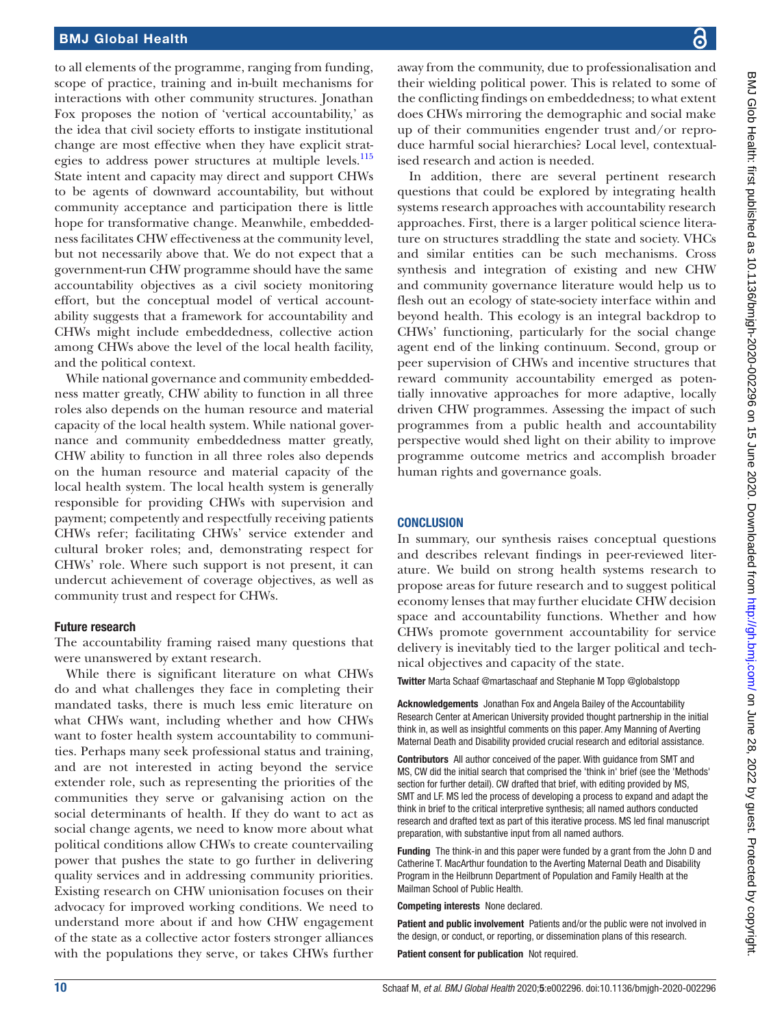to all elements of the programme, ranging from funding, scope of practice, training and in-built mechanisms for interactions with other community structures. Jonathan Fox proposes the notion of 'vertical accountability,' as the idea that civil society efforts to instigate institutional change are most effective when they have explicit strategies to address power structures at multiple levels.[115] State intent and capacity may direct and support CHWs to be agents of downward accountability, but without community acceptance and participation there is little hope for transformative change. Meanwhile, embeddedness facilitates CHW effectiveness at the community level, but not necessarily above that. We do not expect that a government-run CHW programme should have the same accountability objectives as a civil society monitoring effort, but the conceptual model of vertical accountability suggests that a framework for accountability and CHWs might include embeddedness, collective action among CHWs above the level of the local health facility, and the political context.

While national governance and community embeddedness matter greatly, CHW ability to function in all three roles also depends on the human resource and material capacity of the local health system. While national governance and community embeddedness matter greatly, CHW ability to function in all three roles also depends on the human resource and material capacity of the local health system. The local health system is generally responsible for providing CHWs with supervision and payment; competently and respectfully receiving patients CHWs refer; facilitating CHWs' service extender and cultural broker roles; and, demonstrating respect for CHWs' role. Where such support is not present, it can undercut achievement of coverage objectives, as well as community trust and respect for CHWs.

### Future research

The accountability framing raised many questions that were unanswered by extant research.

While there is significant literature on what CHWs do and what challenges they face in completing their mandated tasks, there is much less emic literature on what CHWs want, including whether and how CHWs want to foster health system accountability to communities. Perhaps many seek professional status and training, and are not interested in acting beyond the service extender role, such as representing the priorities of the communities they serve or galvanising action on the social determinants of health. If they do want to act as social change agents, we need to know more about what political conditions allow CHWs to create countervailing power that pushes the state to go further in delivering quality services and in addressing community priorities. Existing research on CHW unionisation focuses on their advocacy for improved working conditions. We need to understand more about if and how CHW engagement of the state as a collective actor fosters stronger alliances with the populations they serve, or takes CHWs further away from the community, due to professionalisation and their wielding political power. This is related to some of the conflicting findings on embeddedness; to what extent does CHWs mirroring the demographic and social make up of their communities engender trust and/or reproduce harmful social hierarchies? Local level, contextualised research and action is needed.

In addition, there are several pertinent research questions that could be explored by integrating health systems research approaches with accountability research approaches. First, there is a larger political science literature on structures straddling the state and society. VHCs and similar entities can be such mechanisms. Cross synthesis and integration of existing and new CHW and community governance literature would help us to flesh out an ecology of state-society interface within and beyond health. This ecology is an integral backdrop to CHWs' functioning, particularly for the social change agent end of the linking continuum. Second, group or peer supervision of CHWs and incentive structures that reward community accountability emerged as potentially innovative approaches for more adaptive, locally driven CHW programmes. Assessing the impact of such programmes from a public health and accountability perspective would shed light on their ability to improve programme outcome metrics and accomplish broader human rights and governance goals.

## CONCLUSION

In summary, our synthesis raises conceptual questions and describes relevant findings in peer-reviewed literature. We build on strong health systems research to propose areas for future research and to suggest political economy lenses that may further elucidate CHW decision space and accountability functions. Whether and how CHWs promote government accountability for service delivery is inevitably tied to the larger political and technical objectives and capacity of the state.

**Twitter** Marta Schaaf @martaschaaf and Stephanie M Topp @globalstopp

**Acknowledgements** Jonathan Fox and Angela Bailey of the Accountability Research Center at American University provided thought partnership in the initial think in, as well as insightful comments on this paper. Amy Manning of Averting Maternal Death and Disability provided crucial research and editorial assistance.

**Contributors** All author conceived of the paper. With guidance from SMT and MS, CW did the initial search that comprised the 'think in' brief (see the 'Methods' section for further detail). CW drafted that brief, with editing provided by MS, SMT and LF. MS led the process of developing a process to expand and adapt the think in brief to the critical interpretive synthesis; all named authors conducted research and drafted text as part of this iterative process. MS led final manuscript preparation, with substantive input from all named authors.

**Funding** The think-in and this paper were funded by a grant from the John D and Catherine T. MacArthur foundation to the Averting Maternal Death and Disability Program in the Heilbrunn Department of Population and Family Health at the Mailman School of Public Health.

**Competing interests** None declared.

**Patient and public involvement** Patients and/or the public were not involved in the design, or conduct, or reporting, or dissemination plans of this research.

**Patient consent for publication** Not required.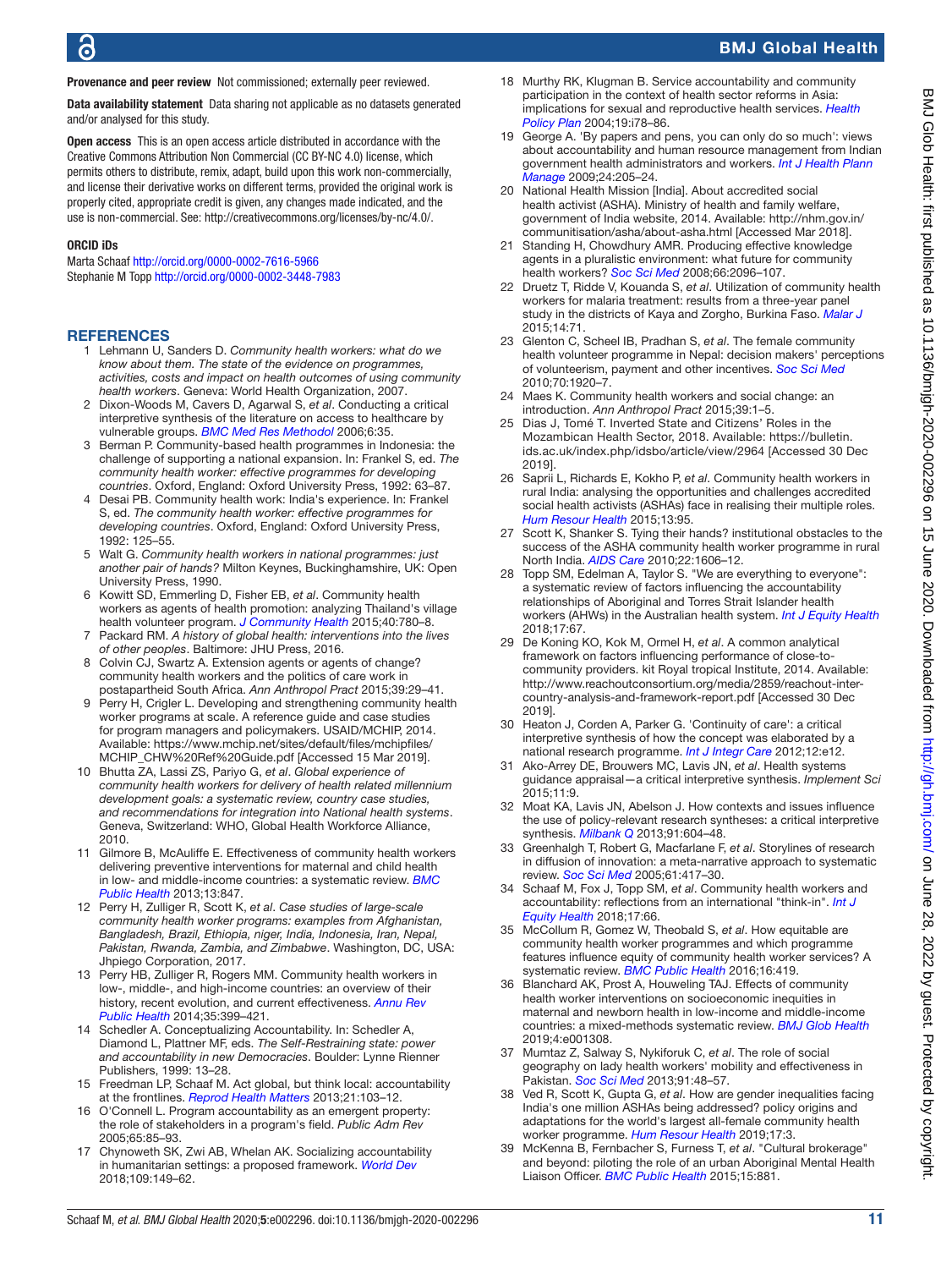**Provenance and peer review** Not commissioned; externally peer reviewed.

**Data availability statement** Data sharing not applicable as no datasets generated and/or analysed for this study.

**Open access** This is an open access article distributed in accordance with the Creative Commons Attribution Non Commercial (CC BY-NC 4.0) license, which permits others to distribute, remix, adapt, build upon this work non-commercially, and license their derivative works on different terms, provided the original work is properly cited, appropriate credit is given, any changes made indicated, and the use is non-commercial. See: http://creativecommons.org/licenses/by-nc/4.0/.

#### ORCID iDs

Marta Schaaf http://orcid.org/0000-0002-7616-5966
Stephanie M Topp http://orcid.org/0000-0002-3448-7983

## REFERENCES

1. Lehmann U, Sanders D. *Community health workers: what do we know about them. The state of the evidence on programmes, activities, costs and impact on health outcomes of using community health workers*. Geneva: World Health Organization, 2007.
2. Dixon-Woods M, Cavers D, Agarwal S, *et al*. Conducting a critical interpretive synthesis of the literature on access to healthcare by vulnerable groups. *BMC Med Res Methodol* 2006;6:35.
3. Berman P. Community-based health programmes in Indonesia: the challenge of supporting a national expansion. In: Frankel S, ed. *The community health worker: effective programmes for developing countries*. Oxford, England: Oxford University Press, 1992: 63–87.
4. Desai PB. Community health work: India's experience. In: Frankel S, ed. *The community health worker: effective programmes for developing countries*. Oxford, England: Oxford University Press, 1992: 125–55.
5. Walt G. *Community health workers in national programmes: just another pair of hands?* Milton Keynes, Buckinghamshire, UK: Open University Press, 1990.
6. Kowitt SD, Emmerling D, Fisher EB, *et al*. Community health workers as agents of health promotion: analyzing Thailand's village health volunteer program. *J Community Health* 2015;40:780–8.
7. Packard RM. *A history of global health: interventions into the lives of other peoples*. Baltimore: JHU Press, 2016.
8. Colvin CJ, Swartz A. Extension agents or agents of change? community health workers and the politics of care work in postapartheid South Africa. *Ann Anthropol Pract* 2015;39:29–41.
9. Perry H, Crigler L. Developing and strengthening community health worker programs at scale. A reference guide and case studies for program managers and policymakers. USAID/MCHIP, 2014. Available: https://www.mchip.net/sites/default/files/mchipfiles/MCHIP_CHW%20Ref%20Guide.pdf [Accessed 15 Mar 2019].
10. Bhutta ZA, Lassi ZS, Pariyo G, *et al*. *Global experience of community health workers for delivery of health related millennium development goals: a systematic review, country case studies, and recommendations for integration into National health systems*. Geneva, Switzerland: WHO, Global Health Workforce Alliance, 2010.
11. Gilmore B, McAuliffe E. Effectiveness of community health workers delivering preventive interventions for maternal and child health in low- and middle-income countries: a systematic review. *BMC Public Health* 2013;13:847.
12. Perry H, Zulliger R, Scott K, *et al*. *Case studies of large-scale community health worker programs: examples from Afghanistan, Bangladesh, Brazil, Ethiopia, niger, India, Indonesia, Iran, Nepal, Pakistan, Rwanda, Zambia, and Zimbabwe*. Washington, DC, USA: Jhpiego Corporation, 2017.
13. Perry HB, Zulliger R, Rogers MM. Community health workers in low-, middle-, and high-income countries: an overview of their history, recent evolution, and current effectiveness. *Annu Rev Public Health* 2014;35:399–421.
14. Schedler A. Conceptualizing Accountability. In: Schedler A, Diamond L, Plattner MF, eds. *The Self-Restraining state: power and accountability in new Democracies*. Boulder: Lynne Rienner Publishers, 1999: 13–28.
15. Freedman LP, Schaaf M. Act global, but think local: accountability at the frontlines. *Reprod Health Matters* 2013;21:103–12.
16. O'Connell L. Program accountability as an emergent property: the role of stakeholders in a program's field. *Public Adm Rev* 2005;65:85–93.
17. Chynoweth SK, Zwi AB, Whelan AK. Socializing accountability in humanitarian settings: a proposed framework. *World Dev* 2018;109:149–62.
18. Murthy RK, Klugman B. Service accountability and community participation in the context of health sector reforms in Asia: implications for sexual and reproductive health services. *Health Policy Plan* 2004;19:i78–86.
19. George A. 'By papers and pens, you can only do so much': views about accountability and human resource management from Indian government health administrators and workers. *Int J Health Plann Manage* 2009;24:205–24.
20. National Health Mission [India]. About accredited social health activist (ASHA). Ministry of health and family welfare, government of India website, 2014. Available: http://nhm.gov.in/communitisation/asha/about-asha.html [Accessed Mar 2018].
21. Standing H, Chowdhury AMR. Producing effective knowledge agents in a pluralistic environment: what future for community health workers? *Soc Sci Med* 2008;66:2096–107.
22. Druetz T, Ridde V, Kouanda S, *et al*. Utilization of community health workers for malaria treatment: results from a three-year panel study in the districts of Kaya and Zorgho, Burkina Faso. *Malar J* 2015;14:71.
23. Glenton C, Scheel IB, Pradhan S, *et al*. The female community health volunteer programme in Nepal: decision makers' perceptions of volunteerism, payment and other incentives. *Soc Sci Med* 2010;70:1920–7.
24. Maes K. Community health workers and social change: an introduction. *Ann Anthropol Pract* 2015;39:1–5.
25. Dias J, Tomé T. Inverted State and Citizens' Roles in the Mozambican Health Sector, 2018. Available: https://bulletin.ids.ac.uk/index.php/idsbo/article/view/2964 [Accessed 30 Dec 2019].
26. Saprii L, Richards E, Kokho P, *et al*. Community health workers in rural India: analysing the opportunities and challenges accredited social health activists (ASHAs) face in realising their multiple roles. *Hum Resour Health* 2015;13:95.
27. Scott K, Shanker S. Tying their hands? institutional obstacles to the success of the ASHA community health worker programme in rural North India. *AIDS Care* 2010;22:1606–12.
28. Topp SM, Edelman A, Taylor S. "We are everything to everyone": a systematic review of factors influencing the accountability relationships of Aboriginal and Torres Strait Islander health workers (AHWs) in the Australian health system. *Int J Equity Health* 2018;17:67.
29. De Koning KO, Kok M, Ormel H, *et al*. A common analytical framework on factors influencing performance of close-to-community providers. kit Royal tropical Institute, 2014. Available: http://www.reachoutconsortium.org/media/2859/reachout-inter-country-analysis-and-framework-report.pdf [Accessed 30 Dec 2019].
30. Heaton J, Corden A, Parker G. 'Continuity of care': a critical interpretive synthesis of how the concept was elaborated by a national research programme. *Int J Integr Care* 2012;12:e12.
31. Ako-Arrey DE, Brouwers MC, Lavis JN, *et al*. Health systems guidance appraisal—a critical interpretive synthesis. *Implement Sci* 2015;11:9.
32. Moat KA, Lavis JN, Abelson J. How contexts and issues influence the use of policy-relevant research syntheses: a critical interpretive synthesis. *Milbank Q* 2013;91:604–48.
33. Greenhalgh T, Robert G, Macfarlane F, *et al*. Storylines of research in diffusion of innovation: a meta-narrative approach to systematic review. *Soc Sci Med* 2005;61:417–30.
34. Schaaf M, Fox J, Topp SM, *et al*. Community health workers and accountability: reflections from an international "think-in". *Int J Equity Health* 2018;17:66.
35. McCollum R, Gomez W, Theobald S, *et al*. How equitable are community health worker programmes and which programme features influence equity of community health worker services? A systematic review. *BMC Public Health* 2016;16:419.
36. Blanchard AK, Prost A, Houweling TAJ. Effects of community health worker interventions on socioeconomic inequities in maternal and newborn health in low-income and middle-income countries: a mixed-methods systematic review. *BMJ Glob Health* 2019;4:e001308.
37. Mumtaz Z, Salway S, Nykiforuk C, *et al*. The role of social geography on lady health workers' mobility and effectiveness in Pakistan. *Soc Sci Med* 2013;91:48–57.
38. Ved R, Scott K, Gupta G, *et al*. How are gender inequalities facing India's one million ASHAs being addressed? policy origins and adaptations for the world's largest all-female community health worker programme. *Hum Resour Health* 2019;17:3.
39. McKenna B, Fernbacher S, Furness T, *et al*. "Cultural brokerage" and beyond: piloting the role of an urban Aboriginal Mental Health Liaison Officer. *BMC Public Health* 2015;15:881.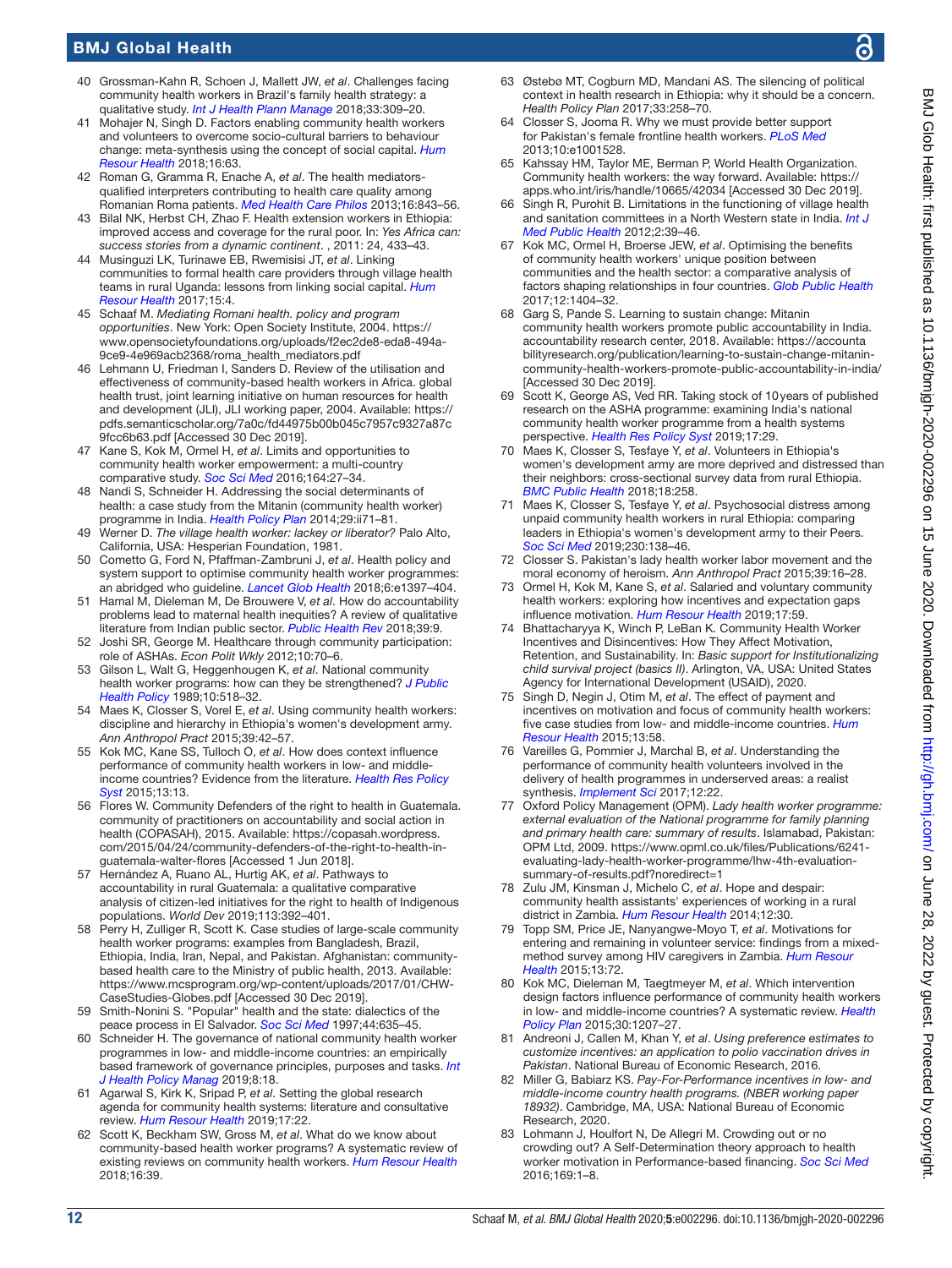40 Grossman-Kahn R, Schoen J, Mallett JW, *et al*. Challenges facing community health workers in Brazil's family health strategy: a qualitative study. *Int J Health Plann Manage* 2018;33:309–20.

41 Mohajer N, Singh D. Factors enabling community health workers and volunteers to overcome socio-cultural barriers to behaviour change: meta-synthesis using the concept of social capital. *Hum Resour Health* 2018;16:63.

42 Roman G, Gramma R, Enache A, *et al*. The health mediators-qualified interpreters contributing to health care quality among Romanian Roma patients. *Med Health Care Philos* 2013;16:843–56.

43 Bilal NK, Herbst CH, Zhao F. Health extension workers in Ethiopia: improved access and coverage for the rural poor. In: *Yes Africa can: success stories from a dynamic continent*. , 2011: 24, 433–43.

44 Musinguzi LK, Turinawe EB, Rwemisisi JT, *et al*. Linking communities to formal health care providers through village health teams in rural Uganda: lessons from linking social capital. *Hum Resour Health* 2017;15:4.

45 Schaaf M. *Mediating Romani health. policy and program opportunities*. New York: Open Society Institute, 2004. https://www.opensocietyfoundations.org/uploads/f2ec2de8-eda8-494a-9ce9-4e969acb2368/roma_health_mediators.pdf

46 Lehmann U, Friedman I, Sanders D. Review of the utilisation and effectiveness of community-based health workers in Africa. global health trust, joint learning initiative on human resources for health and development (JLI), JLI working paper, 2004. Available: https://pdfs.semanticscholar.org/7a0c/fd44975b00b045c7957c9327a87c9fcc6b63.pdf [Accessed 30 Dec 2019].

47 Kane S, Kok M, Ormel H, *et al*. Limits and opportunities to community health worker empowerment: a multi-country comparative study. *Soc Sci Med* 2016;164:27–34.

48 Nandi S, Schneider H. Addressing the social determinants of health: a case study from the Mitanin (community health worker) programme in India. *Health Policy Plan* 2014;29:ii71–81.

49 Werner D. *The village health worker: lackey or liberator?* Palo Alto, California, USA: Hesperian Foundation, 1981.

50 Cometto G, Ford N, Pfaffman-Zambruni J, *et al*. Health policy and system support to optimise community health worker programmes: an abridged who guideline. *Lancet Glob Health* 2018;6:e1397–404.

51 Hamal M, Dieleman M, De Brouwere V, *et al*. How do accountability problems lead to maternal health inequities? A review of qualitative literature from Indian public sector. *Public Health Rev* 2018;39:9.

52 Joshi SR, George M. Healthcare through community participation: role of ASHAs. *Econ Polit Wkly* 2012;10:70–6.

53 Gilson L, Walt G, Heggenhougen K, *et al*. National community health worker programs: how can they be strengthened? *J Public Health Policy* 1989;10:518–32.

54 Maes K, Closser S, Vorel E, *et al*. Using community health workers: discipline and hierarchy in Ethiopia's women's development army. *Ann Anthropol Pract* 2015;39:42–57.

55 Kok MC, Kane SS, Tulloch O, *et al*. How does context influence performance of community health workers in low- and middle-income countries? Evidence from the literature. *Health Res Policy Syst* 2015;13:13.

56 Flores W. Community Defenders of the right to health in Guatemala. community of practitioners on accountability and social action in health (COPASAH), 2015. Available: https://copasah.wordpress.com/2015/04/24/community-defenders-of-the-right-to-health-in-guatemala-walter-flores [Accessed 1 Jun 2018].

57 Hernández A, Ruano AL, Hurtig AK, *et al*. Pathways to accountability in rural Guatemala: a qualitative comparative analysis of citizen-led initiatives for the right to health of Indigenous populations. *World Dev* 2019;113:392–401.

58 Perry H, Zulliger R, Scott K. Case studies of large-scale community health worker programs: examples from Bangladesh, Brazil, Ethiopia, India, Iran, Nepal, and Pakistan. Afghanistan: community-based health care to the Ministry of public health, 2013. Available: https://www.mcsprogram.org/wp-content/uploads/2017/01/CHW-CaseStudies-Globes.pdf [Accessed 30 Dec 2019].

59 Smith-Nonini S. "Popular" health and the state: dialectics of the peace process in El Salvador. *Soc Sci Med* 1997;44:635–45.

60 Schneider H. The governance of national community health worker programmes in low- and middle-income countries: an empirically based framework of governance principles, purposes and tasks. *Int J Health Policy Manag* 2019;8:18.

61 Agarwal S, Kirk K, Sripad P, *et al*. Setting the global research agenda for community health systems: literature and consultative review. *Hum Resour Health* 2019;17:22.

62 Scott K, Beckham SW, Gross M, *et al*. What do we know about community-based health worker programs? A systematic review of existing reviews on community health workers. *Hum Resour Health* 2018;16:39.

63 Østebø MT, Cogburn MD, Mandani AS. The silencing of political context in health research in Ethiopia: why it should be a concern. *Health Policy Plan* 2017;33:258–70.

64 Closser S, Jooma R. Why we must provide better support for Pakistan's female frontline health workers. *PLoS Med* 2013;10:e1001528.

65 Kahssay HM, Taylor ME, Berman P, World Health Organization. Community health workers: the way forward. Available: https://apps.who.int/iris/handle/10665/42034 [Accessed 30 Dec 2019].

66 Singh R, Purohit B. Limitations in the functioning of village health and sanitation committees in a North Western state in India. *Int J Med Public Health* 2012;2:39–46.

67 Kok MC, Ormel H, Broerse JEW, *et al*. Optimising the benefits of community health workers' unique position between communities and the health sector: a comparative analysis of factors shaping relationships in four countries. *Glob Public Health* 2017;12:1404–32.

68 Garg S, Pande S. Learning to sustain change: Mitanin community health workers promote public accountability in India. accountability research center, 2018. Available: https://accountabilityresearch.org/publication/learning-to-sustain-change-mitanin-community-health-workers-promote-public-accountability-in-india/ [Accessed 30 Dec 2019].

69 Scott K, George AS, Ved RR. Taking stock of 10 years of published research on the ASHA programme: examining India's national community health worker programme from a health systems perspective. *Health Res Policy Syst* 2019;17:29.

70 Maes K, Closser S, Tesfaye Y, *et al*. Volunteers in Ethiopia's women's development army are more deprived and distressed than their neighbors: cross-sectional survey data from rural Ethiopia. *BMC Public Health* 2018;18:258.

71 Maes K, Closser S, Tesfaye Y, *et al*. Psychosocial distress among unpaid community health workers in rural Ethiopia: comparing leaders in Ethiopia's women's development army to their Peers. *Soc Sci Med* 2019;230:138–46.

72 Closser S. Pakistan's lady health worker labor movement and the moral economy of heroism. *Ann Anthropol Pract* 2015;39:16–28.

73 Ormel H, Kok M, Kane S, *et al*. Salaried and voluntary community health workers: exploring how incentives and expectation gaps influence motivation. *Hum Resour Health* 2019;17:59.

74 Bhattacharyya K, Winch P, LeBan K. Community Health Worker Incentives and Disincentives: How They Affect Motivation, Retention, and Sustainability. In: *Basic support for Institutionalizing child survival project (basics II)*. Arlington, VA, USA: United States Agency for International Development (USAID), 2020.

75 Singh D, Negin J, Otim M, *et al*. The effect of payment and incentives on motivation and focus of community health workers: five case studies from low- and middle-income countries. *Hum Resour Health* 2015;13:58.

76 Vareilles G, Pommier J, Marchal B, *et al*. Understanding the performance of community health volunteers involved in the delivery of health programmes in underserved areas: a realist synthesis. *Implement Sci* 2017;12:22.

77 Oxford Policy Management (OPM). *Lady health worker programme: external evaluation of the National programme for family planning and primary health care: summary of results*. Islamabad, Pakistan: OPM Ltd, 2009. https://www.opml.co.uk/files/Publications/6241-evaluating-lady-health-worker-programme/lhw-4th-evaluation-summary-of-results.pdf?noredirect=1

78 Zulu JM, Kinsman J, Michelo C, *et al*. Hope and despair: community health assistants' experiences of working in a rural district in Zambia. *Hum Resour Health* 2014;12:30.

79 Topp SM, Price JE, Nanyangwe-Moyo T, *et al*. Motivations for entering and remaining in volunteer service: findings from a mixed-method survey among HIV caregivers in Zambia. *Hum Resour Health* 2015;13:72.

80 Kok MC, Dieleman M, Taegtmeyer M, *et al*. Which intervention design factors influence performance of community health workers in low- and middle-income countries? A systematic review. *Health Policy Plan* 2015;30:1207–27.

81 Andreoni J, Callen M, Khan Y, *et al*. *Using preference estimates to customize incentives: an application to polio vaccination drives in Pakistan*. National Bureau of Economic Research, 2016.

82 Miller G, Babiarz KS. *Pay-For-Performance incentives in low- and middle-income country health programs. (NBER working paper 18932)*. Cambridge, MA, USA: National Bureau of Economic Research, 2020.

83 Lohmann J, Houlfort N, De Allegri M. Crowding out or no crowding out? A Self-Determination theory approach to health worker motivation in Performance-based financing. *Soc Sci Med* 2016;169:1–8.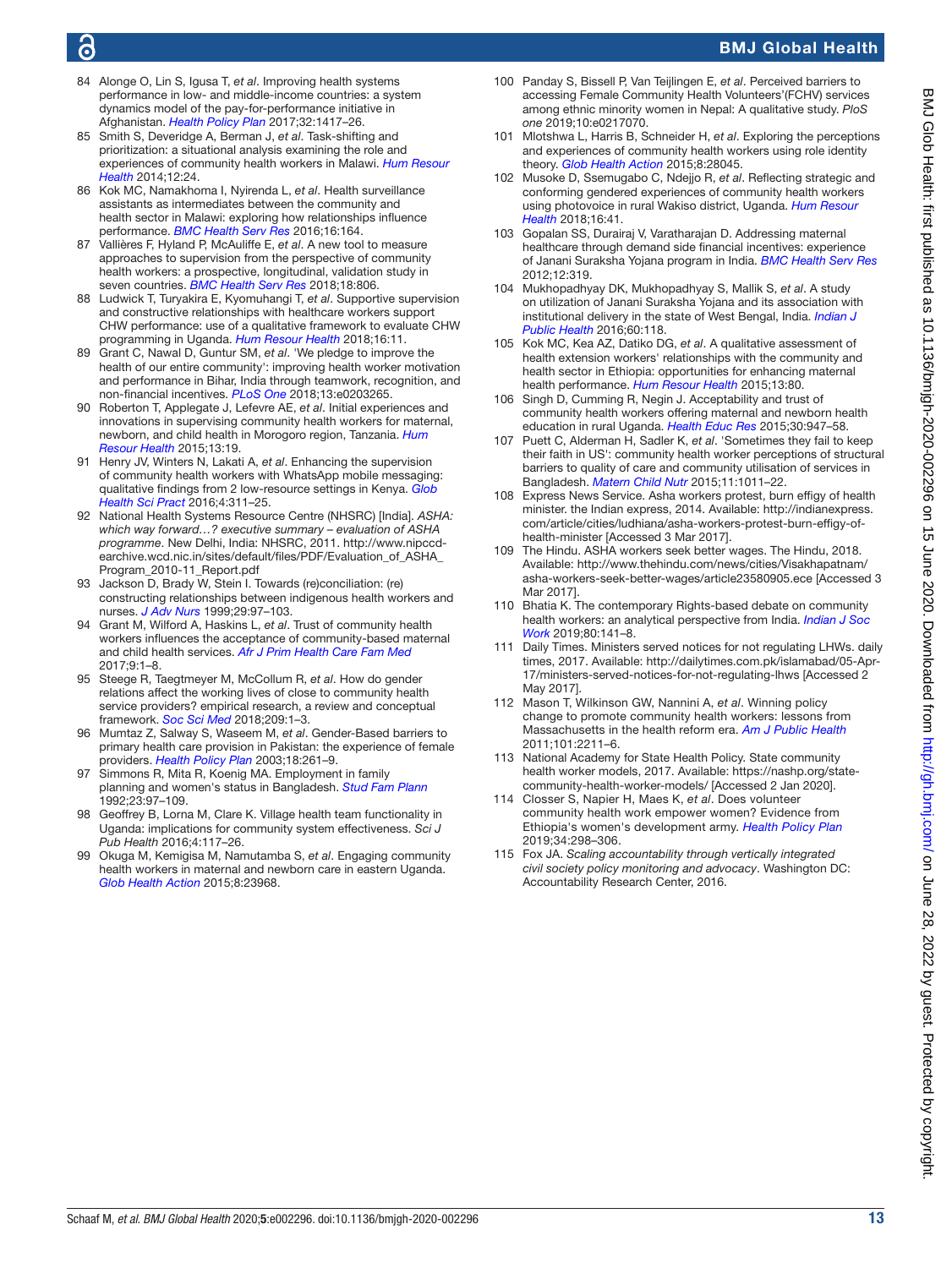84 Alonge O, Lin S, Igusa T, *et al*. Improving health systems performance in low- and middle-income countries: a system dynamics model of the pay-for-performance initiative in Afghanistan. *Health Policy Plan* 2017;32:1417–26.

85 Smith S, Deveridge A, Berman J, *et al*. Task-shifting and prioritization: a situational analysis examining the role and experiences of community health workers in Malawi. *Hum Resour Health* 2014;12:24.

86 Kok MC, Namakhoma I, Nyirenda L, *et al*. Health surveillance assistants as intermediates between the community and health sector in Malawi: exploring how relationships influence performance. *BMC Health Serv Res* 2016;16:164.

87 Vallières F, Hyland P, McAuliffe E, *et al*. A new tool to measure approaches to supervision from the perspective of community health workers: a prospective, longitudinal, validation study in seven countries. *BMC Health Serv Res* 2018;18:806.

88 Ludwick T, Turyakira E, Kyomuhangi T, *et al*. Supportive supervision and constructive relationships with healthcare workers support CHW performance: use of a qualitative framework to evaluate CHW programming in Uganda. *Hum Resour Health* 2018;16:11.

89 Grant C, Nawal D, Guntur SM, *et al*. 'We pledge to improve the health of our entire community': improving health worker motivation and performance in Bihar, India through teamwork, recognition, and non-financial incentives. *PLoS One* 2018;13:e0203265.

90 Roberton T, Applegate J, Lefevre AE, *et al*. Initial experiences and innovations in supervising community health workers for maternal, newborn, and child health in Morogoro region, Tanzania. *Hum Resour Health* 2015;13:19.

91 Henry JV, Winters N, Lakati A, *et al*. Enhancing the supervision of community health workers with WhatsApp mobile messaging: qualitative findings from 2 low-resource settings in Kenya. *Glob Health Sci Pract* 2016;4:311–25.

92 National Health Systems Resource Centre (NHSRC) [India]. *ASHA: which way forward…? executive summary – evaluation of ASHA programme*. New Delhi, India: NHSRC, 2011. http://www.nipccd-earchive.wcd.nic.in/sites/default/files/PDF/Evaluation_of_ASHA_Program_2010-11_Report.pdf

93 Jackson D, Brady W, Stein I. Towards (re)conciliation: (re) constructing relationships between indigenous health workers and nurses. *J Adv Nurs* 1999;29:97–103.

94 Grant M, Wilford A, Haskins L, *et al*. Trust of community health workers influences the acceptance of community-based maternal and child health services. *Afr J Prim Health Care Fam Med* 2017;9:1–8.

95 Steege R, Taegtmeyer M, McCollum R, *et al*. How do gender relations affect the working lives of close to community health service providers? empirical research, a review and conceptual framework. *Soc Sci Med* 2018;209:1–3.

96 Mumtaz Z, Salway S, Waseem M, *et al*. Gender-Based barriers to primary health care provision in Pakistan: the experience of female providers. *Health Policy Plan* 2003;18:261–9.

97 Simmons R, Mita R, Koenig MA. Employment in family planning and women's status in Bangladesh. *Stud Fam Plann* 1992;23:97–109.

98 Geoffrey B, Lorna M, Clare K. Village health team functionality in Uganda: implications for community system effectiveness. *Sci J Pub Health* 2016;4:117–26.

99 Okuga M, Kemigisa M, Namutamba S, *et al*. Engaging community health workers in maternal and newborn care in eastern Uganda. *Glob Health Action* 2015;8:23968.

100 Panday S, Bissell P, Van Teijlingen E, *et al*. Perceived barriers to accessing Female Community Health Volunteers'(FCHV) services among ethnic minority women in Nepal: A qualitative study. *PloS one* 2019;10:e0217070.

101 Mlotshwa L, Harris B, Schneider H, *et al*. Exploring the perceptions and experiences of community health workers using role identity theory. *Glob Health Action* 2015;8:28045.

102 Musoke D, Ssemugabo C, Ndejjo R, *et al*. Reflecting strategic and conforming gendered experiences of community health workers using photovoice in rural Wakiso district, Uganda. *Hum Resour Health* 2018;16:41.

103 Gopalan SS, Durairaj V, Varatharajan D. Addressing maternal healthcare through demand side financial incentives: experience of Janani Suraksha Yojana program in India. *BMC Health Serv Res* 2012;12:319.

104 Mukhopadhyay DK, Mukhopadhyay S, Mallik S, *et al*. A study on utilization of Janani Suraksha Yojana and its association with institutional delivery in the state of West Bengal, India. *Indian J Public Health* 2016;60:118.

105 Kok MC, Kea AZ, Datiko DG, *et al*. A qualitative assessment of health extension workers' relationships with the community and health sector in Ethiopia: opportunities for enhancing maternal health performance. *Hum Resour Health* 2015;13:80.

106 Singh D, Cumming R, Negin J. Acceptability and trust of community health workers offering maternal and newborn health education in rural Uganda. *Health Educ Res* 2015;30:947–58.

107 Puett C, Alderman H, Sadler K, *et al*. 'Sometimes they fail to keep their faith in US': community health worker perceptions of structural barriers to quality of care and community utilisation of services in Bangladesh. *Matern Child Nutr* 2015;11:1011–22.

108 Express News Service. Asha workers protest, burn effigy of health minister. the Indian express, 2014. Available: http://indianexpress.com/article/cities/ludhiana/asha-workers-protest-burn-effigy-of-health-minister [Accessed 3 Mar 2017].

109 The Hindu. ASHA workers seek better wages. The Hindu, 2018. Available: http://www.thehindu.com/news/cities/Visakhapatnam/asha-workers-seek-better-wages/article23580905.ece [Accessed 3 Mar 2017].

110 Bhatia K. The contemporary Rights-based debate on community health workers: an analytical perspective from India. *Indian J Soc Work* 2019;80:141–8.

111 Daily Times. Ministers served notices for not regulating LHWs. daily times, 2017. Available: http://dailytimes.com.pk/islamabad/05-Apr-17/ministers-served-notices-for-not-regulating-lhws [Accessed 2 May 2017].

112 Mason T, Wilkinson GW, Nannini A, *et al*. Winning policy change to promote community health workers: lessons from Massachusetts in the health reform era. *Am J Public Health* 2011;101:2211–6.

113 National Academy for State Health Policy. State community health worker models, 2017. Available: https://nashp.org/state-community-health-worker-models/ [Accessed 2 Jan 2020].

114 Closser S, Napier H, Maes K, *et al*. Does volunteer community health work empower women? Evidence from Ethiopia's women's development army. *Health Policy Plan* 2019;34:298–306.

115 Fox JA. *Scaling accountability through vertically integrated civil society policy monitoring and advocacy*. Washington DC: Accountability Research Center, 2016.